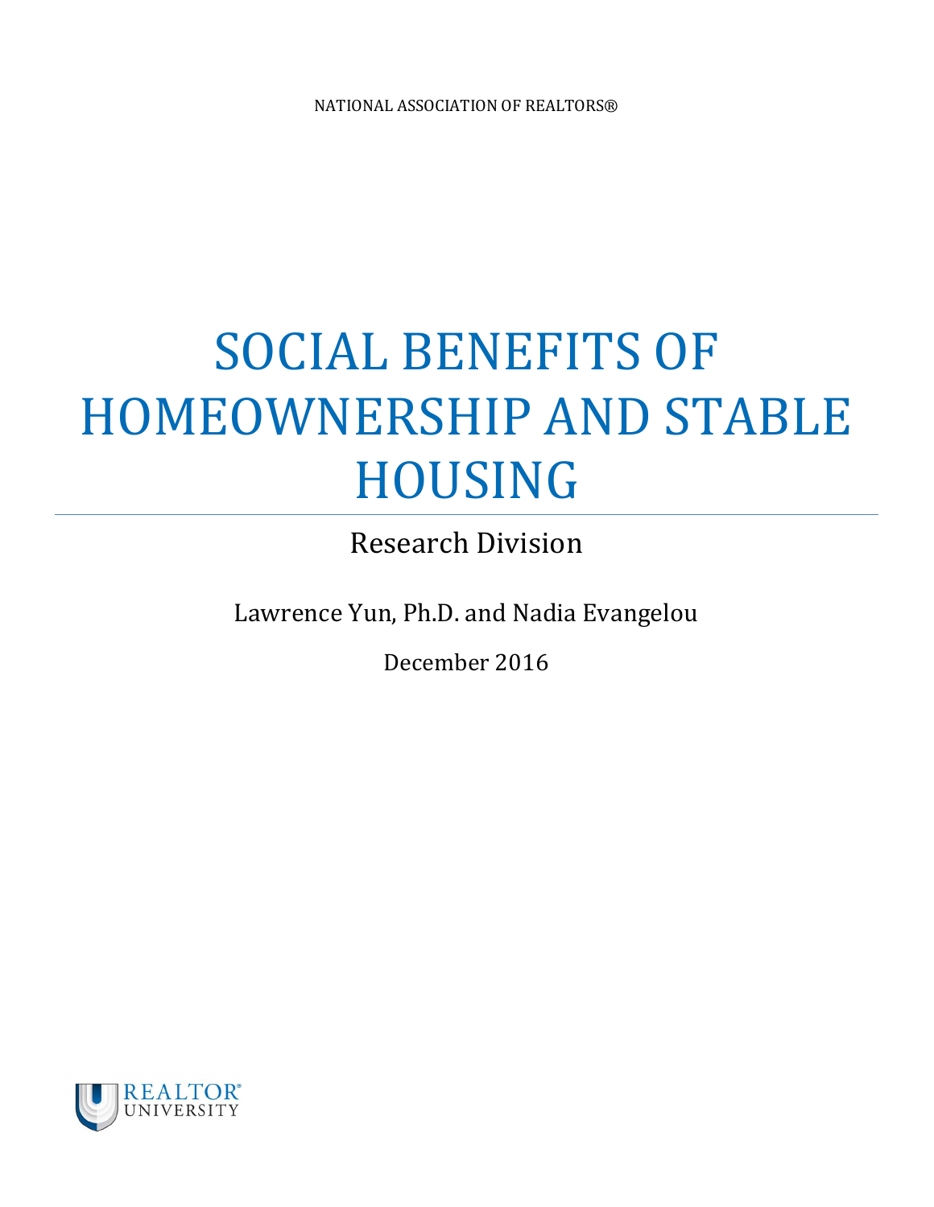NATIONAL ASSOCIATION OF REALTORS®

# SOCIAL BENEFITS OF HOMEOWNERSHIP AND STABLE HOUSING

Research Division

Lawrence Yun, Ph.D. and Nadia Evangelou

December 2016

REALTOR® UNIVERSITY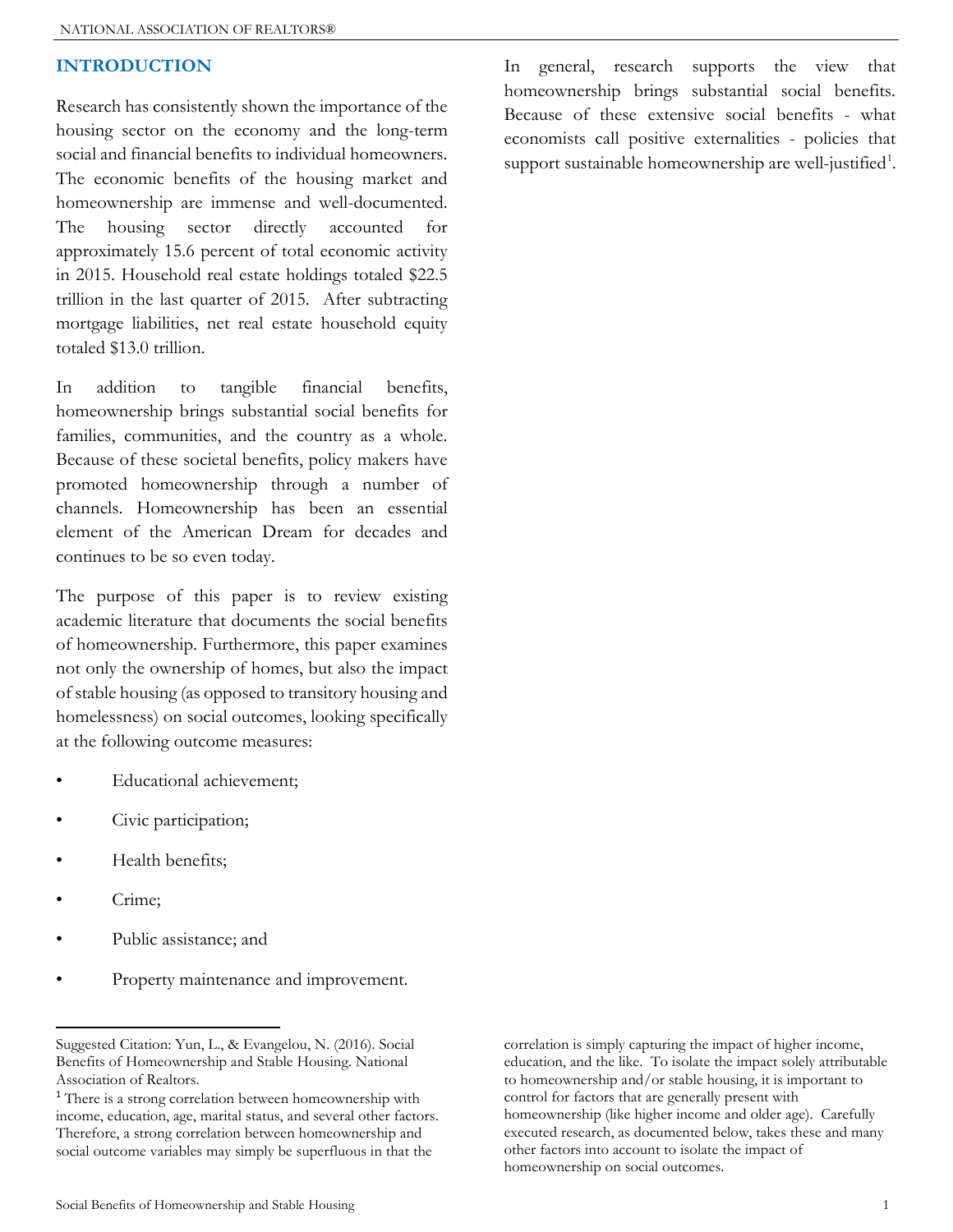## INTRODUCTION

Research has consistently shown the importance of the housing sector on the economy and the long-term social and financial benefits to individual homeowners. The economic benefits of the housing market and homeownership are immense and well-documented. The housing sector directly accounted for approximately 15.6 percent of total economic activity in 2015. Household real estate holdings totaled $22.5 trillion in the last quarter of 2015. After subtracting mortgage liabilities, net real estate household equity totaled $13.0 trillion.

In addition to tangible financial benefits, homeownership brings substantial social benefits for families, communities, and the country as a whole. Because of these societal benefits, policy makers have promoted homeownership through a number of channels. Homeownership has been an essential element of the American Dream for decades and continues to be so even today.

The purpose of this paper is to review existing academic literature that documents the social benefits of homeownership. Furthermore, this paper examines not only the ownership of homes, but also the impact of stable housing (as opposed to transitory housing and homelessness) on social outcomes, looking specifically at the following outcome measures:

- Educational achievement;
- Civic participation;
- Health benefits;
- Crime;
- Public assistance; and
- Property maintenance and improvement.

In general, research supports the view that homeownership brings substantial social benefits. Because of these extensive social benefits - what economists call positive externalities - policies that support sustainable homeownership are well-justified[1].

---

Suggested Citation: Yun, L., & Evangelou, N. (2016). Social Benefits of Homeownership and Stable Housing. National Association of Realtors.

[1] There is a strong correlation between homeownership with income, education, age, marital status, and several other factors. Therefore, a strong correlation between homeownership and social outcome variables may simply be superfluous in that the correlation is simply capturing the impact of higher income, education, and the like. To isolate the impact solely attributable to homeownership and/or stable housing, it is important to control for factors that are generally present with homeownership (like higher income and older age). Carefully executed research, as documented below, takes these and many other factors into account to isolate the impact of homeownership on social outcomes.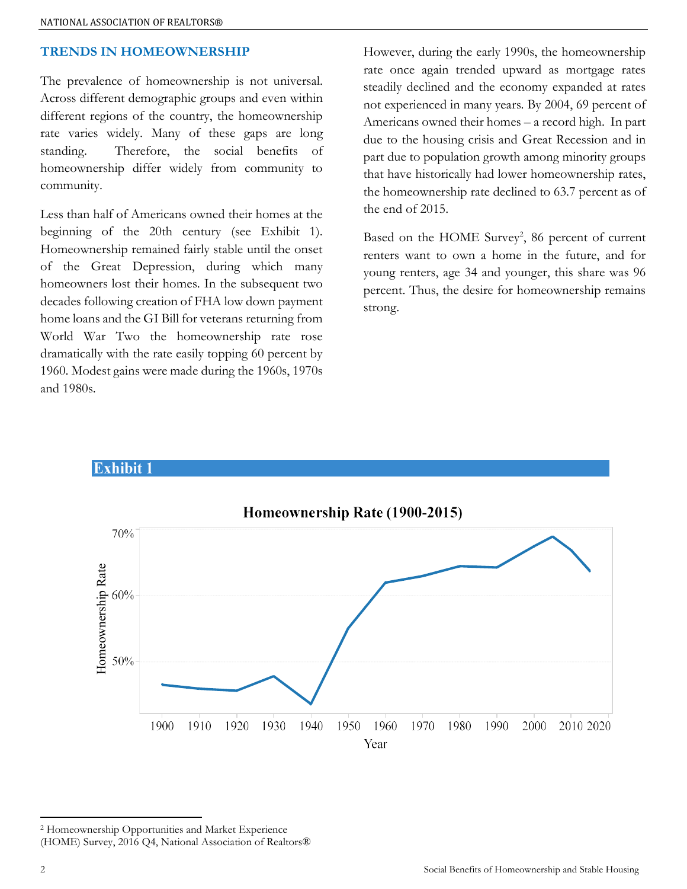## TRENDS IN HOMEOWNERSHIP

The prevalence of homeownership is not universal. Across different demographic groups and even within different regions of the country, the homeownership rate varies widely. Many of these gaps are long standing. Therefore, the social benefits of homeownership differ widely from community to community.

Less than half of Americans owned their homes at the beginning of the 20th century (see Exhibit 1). Homeownership remained fairly stable until the onset of the Great Depression, during which many homeowners lost their homes. In the subsequent two decades following creation of FHA low down payment home loans and the GI Bill for veterans returning from World War Two the homeownership rate rose dramatically with the rate easily topping 60 percent by 1960. Modest gains were made during the 1960s, 1970s and 1980s.

However, during the early 1990s, the homeownership rate once again trended upward as mortgage rates steadily declined and the economy expanded at rates not experienced in many years. By 2004, 69 percent of Americans owned their homes – a record high. In part due to the housing crisis and Great Recession and in part due to population growth among minority groups that have historically had lower homeownership rates, the homeownership rate declined to 63.7 percent as of the end of 2015.

Based on the HOME Survey[2], 86 percent of current renters want to own a home in the future, and for young renters, age 34 and younger, this share was 96 percent. Thus, the desire for homeownership remains strong.

### Exhibit 1

**Homeownership Rate (1900-2015)**

[2] Homeownership Opportunities and Market Experience (HOME) Survey, 2016 Q4, National Association of Realtors®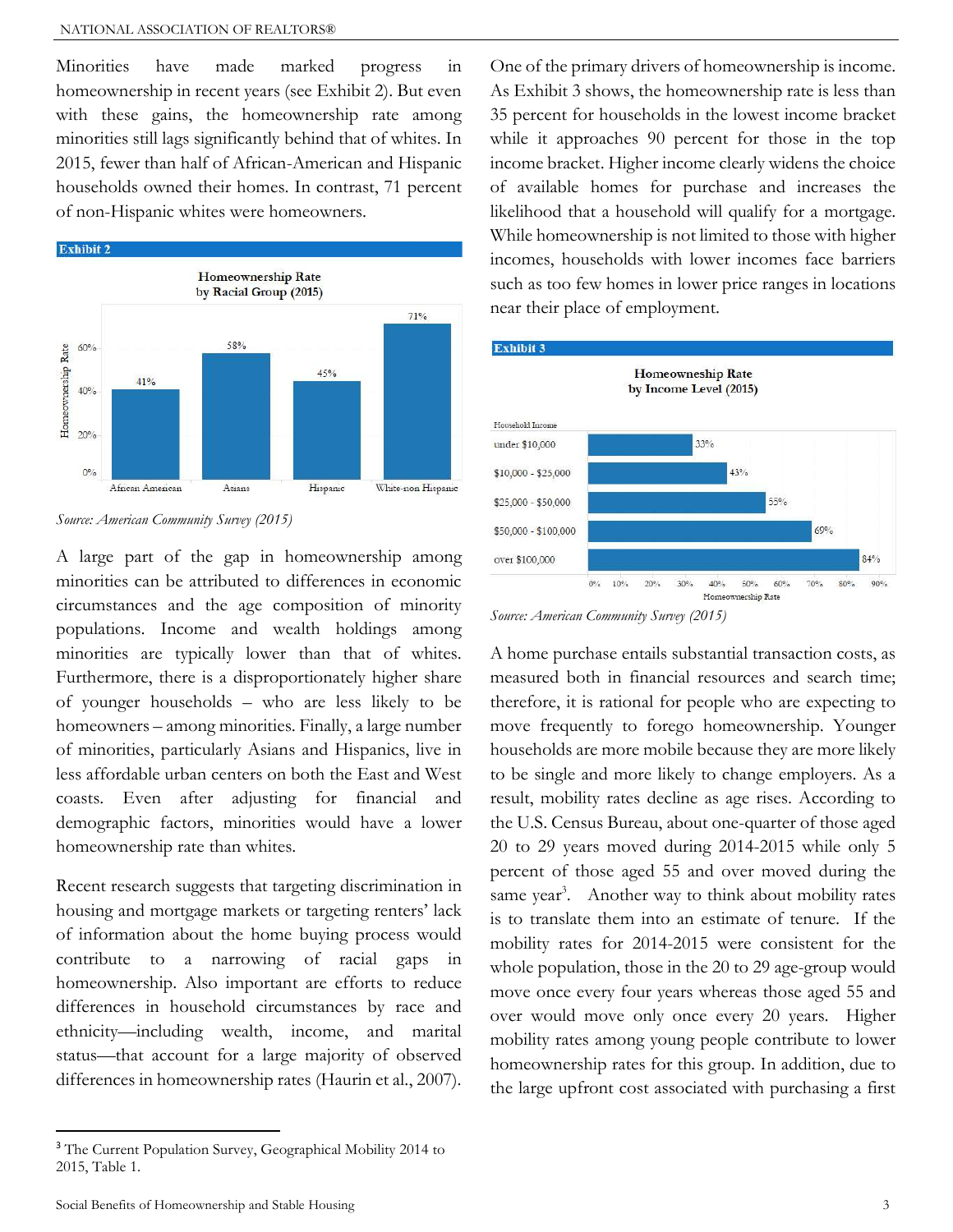Minorities have made marked progress in homeownership in recent years (see Exhibit 2). But even with these gains, the homeownership rate among minorities still lags significantly behind that of whites. In 2015, fewer than half of African-American and Hispanic households owned their homes. In contrast, 71 percent of non-Hispanic whites were homeowners.

**Exhibit 2**

**Homeownership Rate by Racial Group (2015)**

| Racial Group | Homeownership Rate |
|---|---|
| African American | 41% |
| Asians | 58% |
| Hispanic | 45% |
| White-non Hispanic | 71% |

*Source: American Community Survey (2015)*

A large part of the gap in homeownership among minorities can be attributed to differences in economic circumstances and the age composition of minority populations. Income and wealth holdings among minorities are typically lower than that of whites. Furthermore, there is a disproportionately higher share of younger households – who are less likely to be homeowners – among minorities. Finally, a large number of minorities, particularly Asians and Hispanics, live in less affordable urban centers on both the East and West coasts. Even after adjusting for financial and demographic factors, minorities would have a lower homeownership rate than whites.

Recent research suggests that targeting discrimination in housing and mortgage markets or targeting renters' lack of information about the home buying process would contribute to a narrowing of racial gaps in homeownership. Also important are efforts to reduce differences in household circumstances by race and ethnicity—including wealth, income, and marital status—that account for a large majority of observed differences in homeownership rates (Haurin et al., 2007).

One of the primary drivers of homeownership is income. As Exhibit 3 shows, the homeownership rate is less than 35 percent for households in the lowest income bracket while it approaches 90 percent for those in the top income bracket. Higher income clearly widens the choice of available homes for purchase and increases the likelihood that a household will qualify for a mortgage. While homeownership is not limited to those with higher incomes, households with lower incomes face barriers such as too few homes in lower price ranges in locations near their place of employment.

**Exhibit 3**

**Homeownership Rate by Income Level (2015)**

| Household Income | Homeownership Rate |
|---|---|
| under $10,000 | 33% |
| $10,000 - $25,000 | 43% |
| $25,000 - $50,000 | 55% |
| $50,000 - $100,000 | 69% |
| over $100,000 | 84% |

*Source: American Community Survey (2015)*

A home purchase entails substantial transaction costs, as measured both in financial resources and search time; therefore, it is rational for people who are expecting to move frequently to forego homeownership. Younger households are more mobile because they are more likely to be single and more likely to change employers. As a result, mobility rates decline as age rises. According to the U.S. Census Bureau, about one-quarter of those aged 20 to 29 years moved during 2014-2015 while only 5 percent of those aged 55 and over moved during the same year[3]. Another way to think about mobility rates is to translate them into an estimate of tenure. If the mobility rates for 2014-2015 were consistent for the whole population, those in the 20 to 29 age-group would move once every four years whereas those aged 55 and over would move only once every 20 years. Higher mobility rates among young people contribute to lower homeownership rates for this group. In addition, due to the large upfront cost associated with purchasing a first

[3] The Current Population Survey, Geographical Mobility 2014 to 2015, Table 1.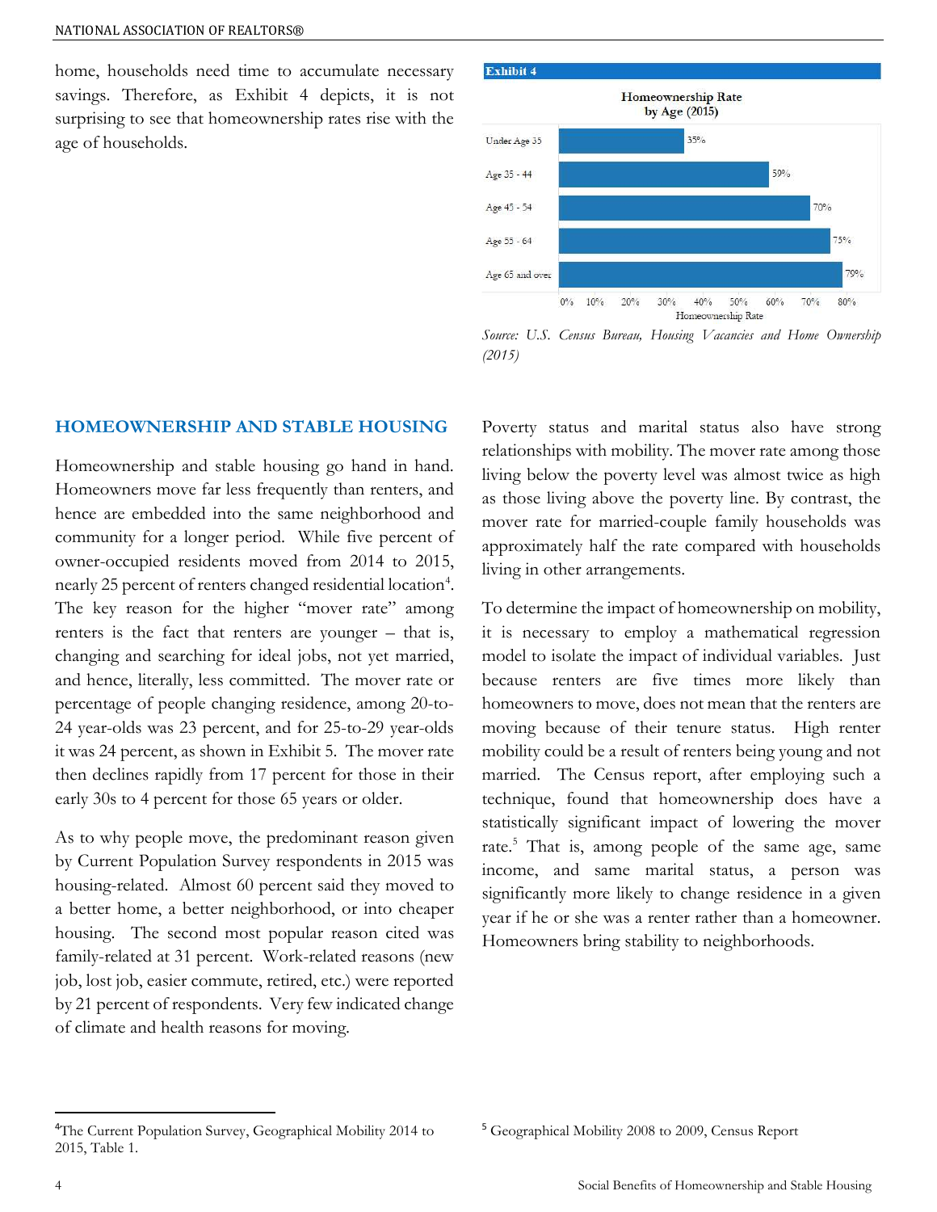home, households need time to accumulate necessary savings. Therefore, as Exhibit 4 depicts, it is not surprising to see that homeownership rates rise with the age of households.

**Exhibit 4**

Homeownership Rate by Age (2015)

| Age | Homeownership Rate |
|---|---|
| Under Age 35 | 35% |
| Age 35 - 44 | 59% |
| Age 45 - 54 | 70% |
| Age 55 - 64 | 75% |
| Age 65 and over | 79% |

*Source: U.S. Census Bureau, Housing Vacancies and Home Ownership (2015)*

## HOMEOWNERSHIP AND STABLE HOUSING

Homeownership and stable housing go hand in hand. Homeowners move far less frequently than renters, and hence are embedded into the same neighborhood and community for a longer period. While five percent of owner-occupied residents moved from 2014 to 2015, nearly 25 percent of renters changed residential location[4]. The key reason for the higher "mover rate" among renters is the fact that renters are younger – that is, changing and searching for ideal jobs, not yet married, and hence, literally, less committed. The mover rate or percentage of people changing residence, among 20-to-24 year-olds was 23 percent, and for 25-to-29 year-olds it was 24 percent, as shown in Exhibit 5. The mover rate then declines rapidly from 17 percent for those in their early 30s to 4 percent for those 65 years or older.

As to why people move, the predominant reason given by Current Population Survey respondents in 2015 was housing-related. Almost 60 percent said they moved to a better home, a better neighborhood, or into cheaper housing. The second most popular reason cited was family-related at 31 percent. Work-related reasons (new job, lost job, easier commute, retired, etc.) were reported by 21 percent of respondents. Very few indicated change of climate and health reasons for moving.

Poverty status and marital status also have strong relationships with mobility. The mover rate among those living below the poverty level was almost twice as high as those living above the poverty line. By contrast, the mover rate for married-couple family households was approximately half the rate compared with households living in other arrangements.

To determine the impact of homeownership on mobility, it is necessary to employ a mathematical regression model to isolate the impact of individual variables. Just because renters are five times more likely than homeowners to move, does not mean that the renters are moving because of their tenure status. High renter mobility could be a result of renters being young and not married. The Census report, after employing such a technique, found that homeownership does have a statistically significant impact of lowering the mover rate.[5] That is, among people of the same age, same income, and same marital status, a person was significantly more likely to change residence in a given year if he or she was a renter rather than a homeowner. Homeowners bring stability to neighborhoods.

[4] The Current Population Survey, Geographical Mobility 2014 to 2015, Table 1.

[5] Geographical Mobility 2008 to 2009, Census Report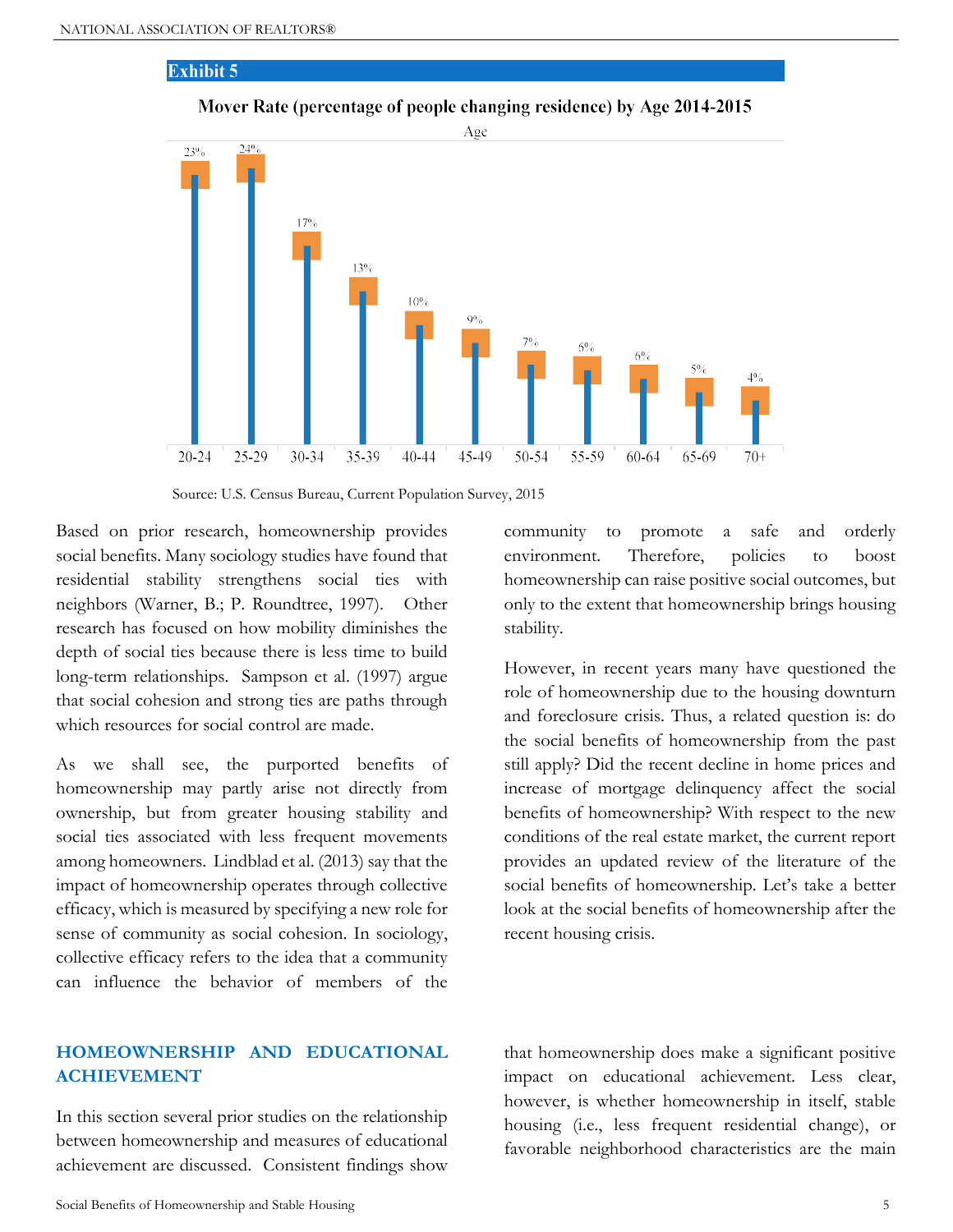**Exhibit 5**

**Mover Rate (percentage of people changing residence) by Age 2014-2015**

| Age | 20-24 | 25-29 | 30-34 | 35-39 | 40-44 | 45-49 | 50-54 | 55-59 | 60-64 | 65-69 | 70+ |
|---|---|---|---|---|---|---|---|---|---|---|---|
| Mover Rate | 23% | 24% | 17% | 13% | 10% | 9% | 7% | 6% | 6% | 5% | 4% |

Source: U.S. Census Bureau, Current Population Survey, 2015

Based on prior research, homeownership provides social benefits. Many sociology studies have found that residential stability strengthens social ties with neighbors (Warner, B.; P. Roundtree, 1997). Other research has focused on how mobility diminishes the depth of social ties because there is less time to build long-term relationships. Sampson et al. (1997) argue that social cohesion and strong ties are paths through which resources for social control are made.

As we shall see, the purported benefits of homeownership may partly arise not directly from ownership, but from greater housing stability and social ties associated with less frequent movements among homeowners. Lindblad et al. (2013) say that the impact of homeownership operates through collective efficacy, which is measured by specifying a new role for sense of community as social cohesion. In sociology, collective efficacy refers to the idea that a community can influence the behavior of members of the community to promote a safe and orderly environment. Therefore, policies to boost homeownership can raise positive social outcomes, but only to the extent that homeownership brings housing stability.

However, in recent years many have questioned the role of homeownership due to the housing downturn and foreclosure crisis. Thus, a related question is: do the social benefits of homeownership from the past still apply? Did the recent decline in home prices and increase of mortgage delinquency affect the social benefits of homeownership? With respect to the new conditions of the real estate market, the current report provides an updated review of the literature of the social benefits of homeownership. Let's take a better look at the social benefits of homeownership after the recent housing crisis.

## HOMEOWNERSHIP AND EDUCATIONAL ACHIEVEMENT

In this section several prior studies on the relationship between homeownership and measures of educational achievement are discussed. Consistent findings show that homeownership does make a significant positive impact on educational achievement. Less clear, however, is whether homeownership in itself, stable housing (i.e., less frequent residential change), or favorable neighborhood characteristics are the main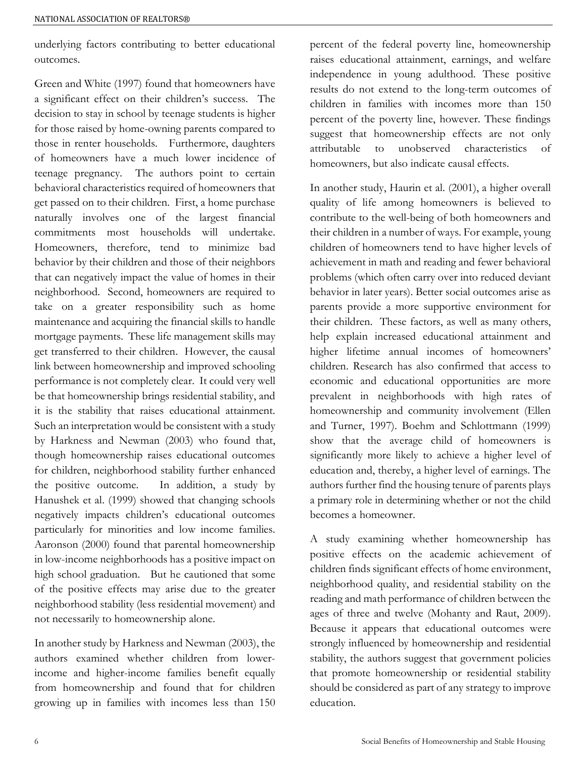underlying factors contributing to better educational outcomes.

Green and White (1997) found that homeowners have a significant effect on their children's success. The decision to stay in school by teenage students is higher for those raised by home-owning parents compared to those in renter households. Furthermore, daughters of homeowners have a much lower incidence of teenage pregnancy. The authors point to certain behavioral characteristics required of homeowners that get passed on to their children. First, a home purchase naturally involves one of the largest financial commitments most households will undertake. Homeowners, therefore, tend to minimize bad behavior by their children and those of their neighbors that can negatively impact the value of homes in their neighborhood. Second, homeowners are required to take on a greater responsibility such as home maintenance and acquiring the financial skills to handle mortgage payments. These life management skills may get transferred to their children. However, the causal link between homeownership and improved schooling performance is not completely clear. It could very well be that homeownership brings residential stability, and it is the stability that raises educational attainment. Such an interpretation would be consistent with a study by Harkness and Newman (2003) who found that, though homeownership raises educational outcomes for children, neighborhood stability further enhanced the positive outcome. In addition, a study by Hanushek et al. (1999) showed that changing schools negatively impacts children's educational outcomes particularly for minorities and low income families. Aaronson (2000) found that parental homeownership in low-income neighborhoods has a positive impact on high school graduation. But he cautioned that some of the positive effects may arise due to the greater neighborhood stability (less residential movement) and not necessarily to homeownership alone.

In another study by Harkness and Newman (2003), the authors examined whether children from lower-income and higher-income families benefit equally from homeownership and found that for children growing up in families with incomes less than 150 percent of the federal poverty line, homeownership raises educational attainment, earnings, and welfare independence in young adulthood. These positive results do not extend to the long-term outcomes of children in families with incomes more than 150 percent of the poverty line, however. These findings suggest that homeownership effects are not only attributable to unobserved characteristics of homeowners, but also indicate causal effects.

In another study, Haurin et al. (2001), a higher overall quality of life among homeowners is believed to contribute to the well-being of both homeowners and their children in a number of ways. For example, young children of homeowners tend to have higher levels of achievement in math and reading and fewer behavioral problems (which often carry over into reduced deviant behavior in later years). Better social outcomes arise as parents provide a more supportive environment for their children. These factors, as well as many others, help explain increased educational attainment and higher lifetime annual incomes of homeowners' children. Research has also confirmed that access to economic and educational opportunities are more prevalent in neighborhoods with high rates of homeownership and community involvement (Ellen and Turner, 1997). Boehm and Schlottmann (1999) show that the average child of homeowners is significantly more likely to achieve a higher level of education and, thereby, a higher level of earnings. The authors further find the housing tenure of parents plays a primary role in determining whether or not the child becomes a homeowner.

A study examining whether homeownership has positive effects on the academic achievement of children finds significant effects of home environment, neighborhood quality, and residential stability on the reading and math performance of children between the ages of three and twelve (Mohanty and Raut, 2009). Because it appears that educational outcomes were strongly influenced by homeownership and residential stability, the authors suggest that government policies that promote homeownership or residential stability should be considered as part of any strategy to improve education.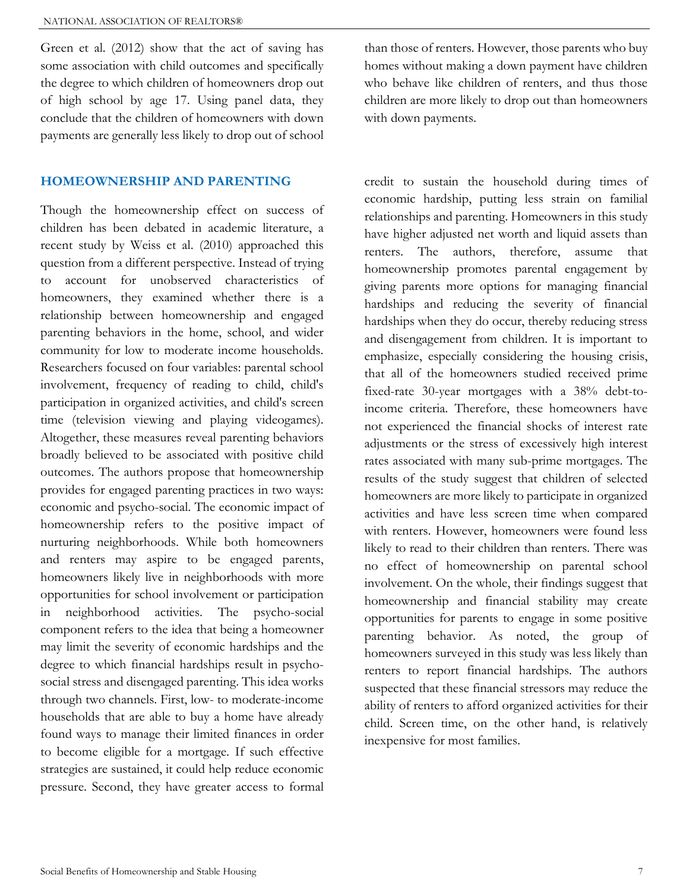Green et al. (2012) show that the act of saving has some association with child outcomes and specifically the degree to which children of homeowners drop out of high school by age 17. Using panel data, they conclude that the children of homeowners with down payments are generally less likely to drop out of school than those of renters. However, those parents who buy homes without making a down payment have children who behave like children of renters, and thus those children are more likely to drop out than homeowners with down payments.

## HOMEOWNERSHIP AND PARENTING

Though the homeownership effect on success of children has been debated in academic literature, a recent study by Weiss et al. (2010) approached this question from a different perspective. Instead of trying to account for unobserved characteristics of homeowners, they examined whether there is a relationship between homeownership and engaged parenting behaviors in the home, school, and wider community for low to moderate income households. Researchers focused on four variables: parental school involvement, frequency of reading to child, child's participation in organized activities, and child's screen time (television viewing and playing videogames). Altogether, these measures reveal parenting behaviors broadly believed to be associated with positive child outcomes. The authors propose that homeownership provides for engaged parenting practices in two ways: economic and psycho-social. The economic impact of homeownership refers to the positive impact of nurturing neighborhoods. While both homeowners and renters may aspire to be engaged parents, homeowners likely live in neighborhoods with more opportunities for school involvement or participation in neighborhood activities. The psycho-social component refers to the idea that being a homeowner may limit the severity of economic hardships and the degree to which financial hardships result in psycho-social stress and disengaged parenting. This idea works through two channels. First, low- to moderate-income households that are able to buy a home have already found ways to manage their limited finances in order to become eligible for a mortgage. If such effective strategies are sustained, it could help reduce economic pressure. Second, they have greater access to formal credit to sustain the household during times of economic hardship, putting less strain on familial relationships and parenting. Homeowners in this study have higher adjusted net worth and liquid assets than renters. The authors, therefore, assume that homeownership promotes parental engagement by giving parents more options for managing financial hardships and reducing the severity of financial hardships when they do occur, thereby reducing stress and disengagement from children. It is important to emphasize, especially considering the housing crisis, that all of the homeowners studied received prime fixed-rate 30-year mortgages with a 38% debt-to-income criteria. Therefore, these homeowners have not experienced the financial shocks of interest rate adjustments or the stress of excessively high interest rates associated with many sub-prime mortgages. The results of the study suggest that children of selected homeowners are more likely to participate in organized activities and have less screen time when compared with renters. However, homeowners were found less likely to read to their children than renters. There was no effect of homeownership on parental school involvement. On the whole, their findings suggest that homeownership and financial stability may create opportunities for parents to engage in some positive parenting behavior. As noted, the group of homeowners surveyed in this study was less likely than renters to report financial hardships. The authors suspected that these financial stressors may reduce the ability of renters to afford organized activities for their child. Screen time, on the other hand, is relatively inexpensive for most families.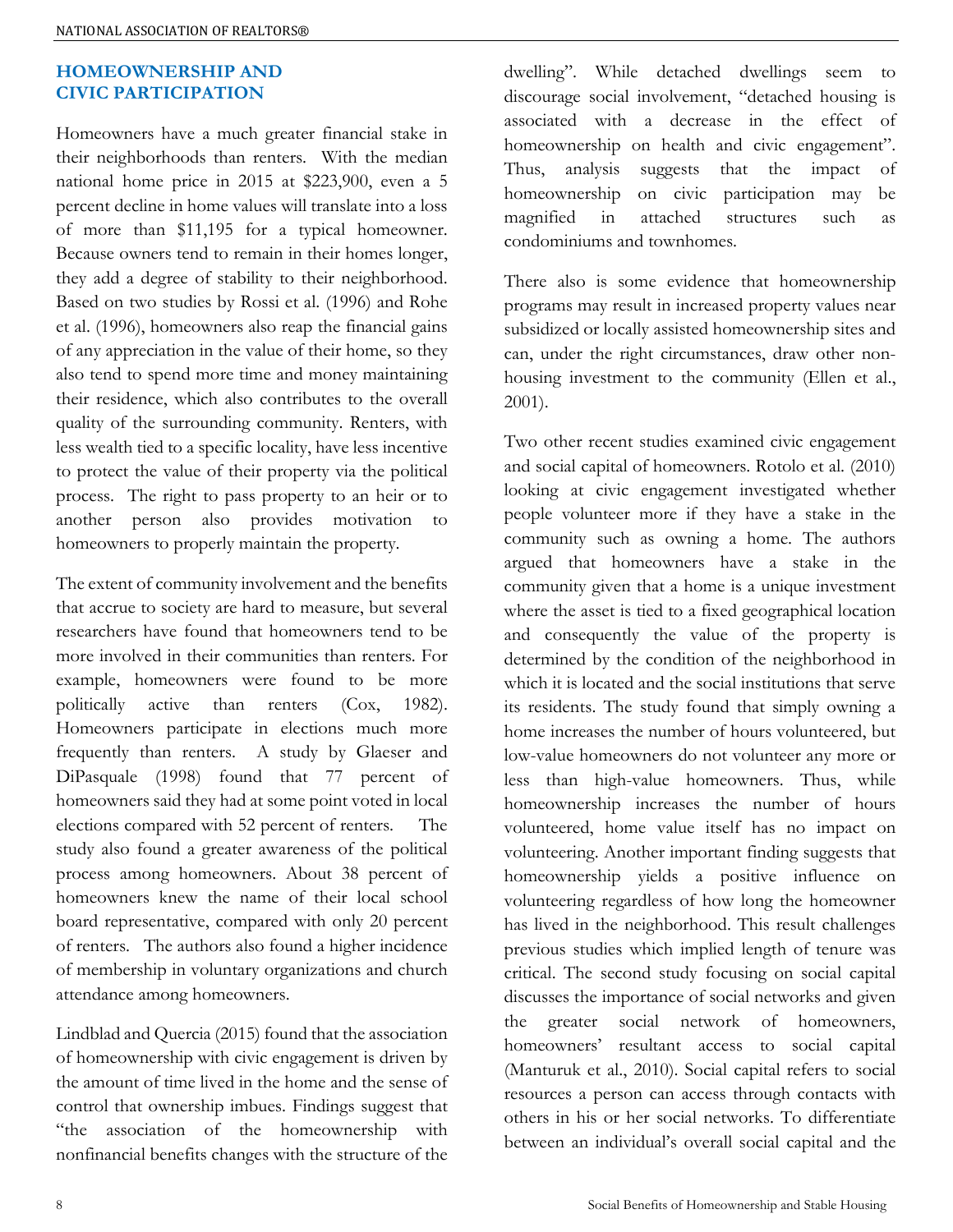## HOMEOWNERSHIP AND CIVIC PARTICIPATION

Homeowners have a much greater financial stake in their neighborhoods than renters. With the median national home price in 2015 at $223,900, even a 5 percent decline in home values will translate into a loss of more than $11,195 for a typical homeowner. Because owners tend to remain in their homes longer, they add a degree of stability to their neighborhood. Based on two studies by Rossi et al. (1996) and Rohe et al. (1996), homeowners also reap the financial gains of any appreciation in the value of their home, so they also tend to spend more time and money maintaining their residence, which also contributes to the overall quality of the surrounding community. Renters, with less wealth tied to a specific locality, have less incentive to protect the value of their property via the political process. The right to pass property to an heir or to another person also provides motivation to homeowners to properly maintain the property.

The extent of community involvement and the benefits that accrue to society are hard to measure, but several researchers have found that homeowners tend to be more involved in their communities than renters. For example, homeowners were found to be more politically active than renters (Cox, 1982). Homeowners participate in elections much more frequently than renters. A study by Glaeser and DiPasquale (1998) found that 77 percent of homeowners said they had at some point voted in local elections compared with 52 percent of renters. The study also found a greater awareness of the political process among homeowners. About 38 percent of homeowners knew the name of their local school board representative, compared with only 20 percent of renters. The authors also found a higher incidence of membership in voluntary organizations and church attendance among homeowners.

Lindblad and Quercia (2015) found that the association of homeownership with civic engagement is driven by the amount of time lived in the home and the sense of control that ownership imbues. Findings suggest that "the association of the homeownership with nonfinancial benefits changes with the structure of the dwelling". While detached dwellings seem to discourage social involvement, "detached housing is associated with a decrease in the effect of homeownership on health and civic engagement". Thus, analysis suggests that the impact of homeownership on civic participation may be magnified in attached structures such as condominiums and townhomes.

There also is some evidence that homeownership programs may result in increased property values near subsidized or locally assisted homeownership sites and can, under the right circumstances, draw other non-housing investment to the community (Ellen et al., 2001).

Two other recent studies examined civic engagement and social capital of homeowners. Rotolo et al. (2010) looking at civic engagement investigated whether people volunteer more if they have a stake in the community such as owning a home. The authors argued that homeowners have a stake in the community given that a home is a unique investment where the asset is tied to a fixed geographical location and consequently the value of the property is determined by the condition of the neighborhood in which it is located and the social institutions that serve its residents. The study found that simply owning a home increases the number of hours volunteered, but low-value homeowners do not volunteer any more or less than high-value homeowners. Thus, while homeownership increases the number of hours volunteered, home value itself has no impact on volunteering. Another important finding suggests that homeownership yields a positive influence on volunteering regardless of how long the homeowner has lived in the neighborhood. This result challenges previous studies which implied length of tenure was critical. The second study focusing on social capital discusses the importance of social networks and given the greater social network of homeowners, homeowners' resultant access to social capital (Manturuk et al., 2010). Social capital refers to social resources a person can access through contacts with others in his or her social networks. To differentiate between an individual's overall social capital and the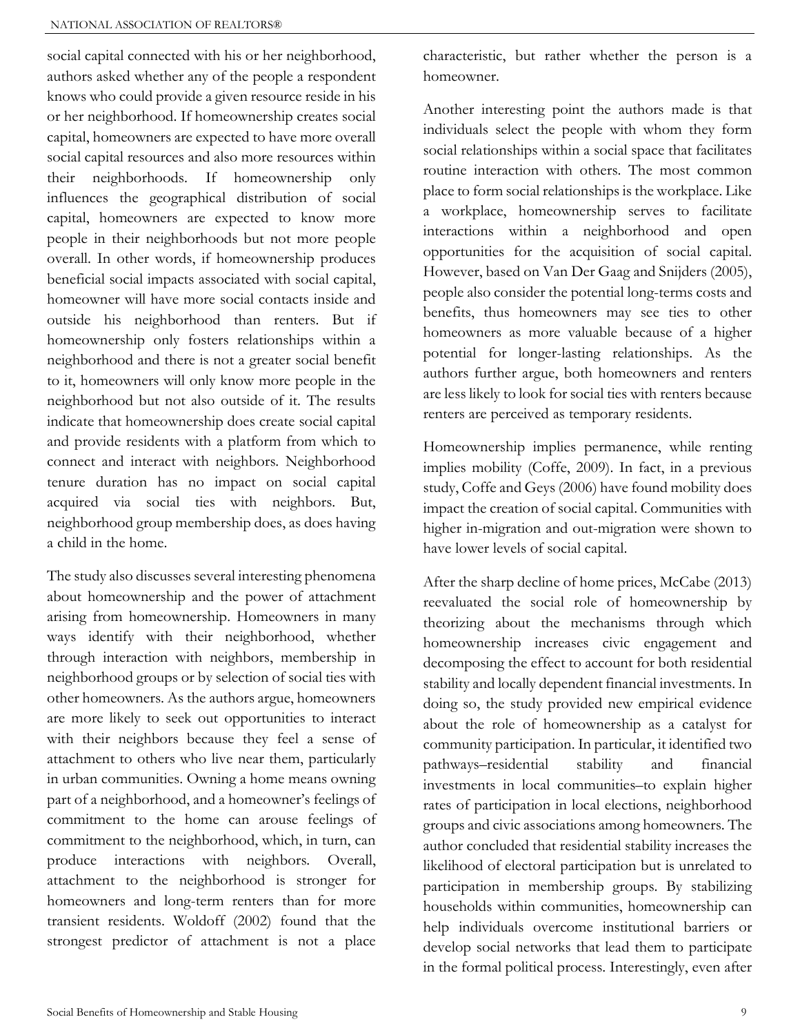social capital connected with his or her neighborhood, authors asked whether any of the people a respondent knows who could provide a given resource reside in his or her neighborhood. If homeownership creates social capital, homeowners are expected to have more overall social capital resources and also more resources within their neighborhoods. If homeownership only influences the geographical distribution of social capital, homeowners are expected to know more people in their neighborhoods but not more people overall. In other words, if homeownership produces beneficial social impacts associated with social capital, homeowner will have more social contacts inside and outside his neighborhood than renters. But if homeownership only fosters relationships within a neighborhood and there is not a greater social benefit to it, homeowners will only know more people in the neighborhood but not also outside of it. The results indicate that homeownership does create social capital and provide residents with a platform from which to connect and interact with neighbors. Neighborhood tenure duration has no impact on social capital acquired via social ties with neighbors. But, neighborhood group membership does, as does having a child in the home.

The study also discusses several interesting phenomena about homeownership and the power of attachment arising from homeownership. Homeowners in many ways identify with their neighborhood, whether through interaction with neighbors, membership in neighborhood groups or by selection of social ties with other homeowners. As the authors argue, homeowners are more likely to seek out opportunities to interact with their neighbors because they feel a sense of attachment to others who live near them, particularly in urban communities. Owning a home means owning part of a neighborhood, and a homeowner's feelings of commitment to the home can arouse feelings of commitment to the neighborhood, which, in turn, can produce interactions with neighbors. Overall, attachment to the neighborhood is stronger for homeowners and long-term renters than for more transient residents. Woldoff (2002) found that the strongest predictor of attachment is not a place characteristic, but rather whether the person is a homeowner.

Another interesting point the authors made is that individuals select the people with whom they form social relationships within a social space that facilitates routine interaction with others. The most common place to form social relationships is the workplace. Like a workplace, homeownership serves to facilitate interactions within a neighborhood and open opportunities for the acquisition of social capital. However, based on Van Der Gaag and Snijders (2005), people also consider the potential long-terms costs and benefits, thus homeowners may see ties to other homeowners as more valuable because of a higher potential for longer-lasting relationships. As the authors further argue, both homeowners and renters are less likely to look for social ties with renters because renters are perceived as temporary residents.

Homeownership implies permanence, while renting implies mobility (Coffe, 2009). In fact, in a previous study, Coffe and Geys (2006) have found mobility does impact the creation of social capital. Communities with higher in-migration and out-migration were shown to have lower levels of social capital.

After the sharp decline of home prices, McCabe (2013) reevaluated the social role of homeownership by theorizing about the mechanisms through which homeownership increases civic engagement and decomposing the effect to account for both residential stability and locally dependent financial investments. In doing so, the study provided new empirical evidence about the role of homeownership as a catalyst for community participation. In particular, it identified two pathways–residential stability and financial investments in local communities–to explain higher rates of participation in local elections, neighborhood groups and civic associations among homeowners. The author concluded that residential stability increases the likelihood of electoral participation but is unrelated to participation in membership groups. By stabilizing households within communities, homeownership can help individuals overcome institutional barriers or develop social networks that lead them to participate in the formal political process. Interestingly, even after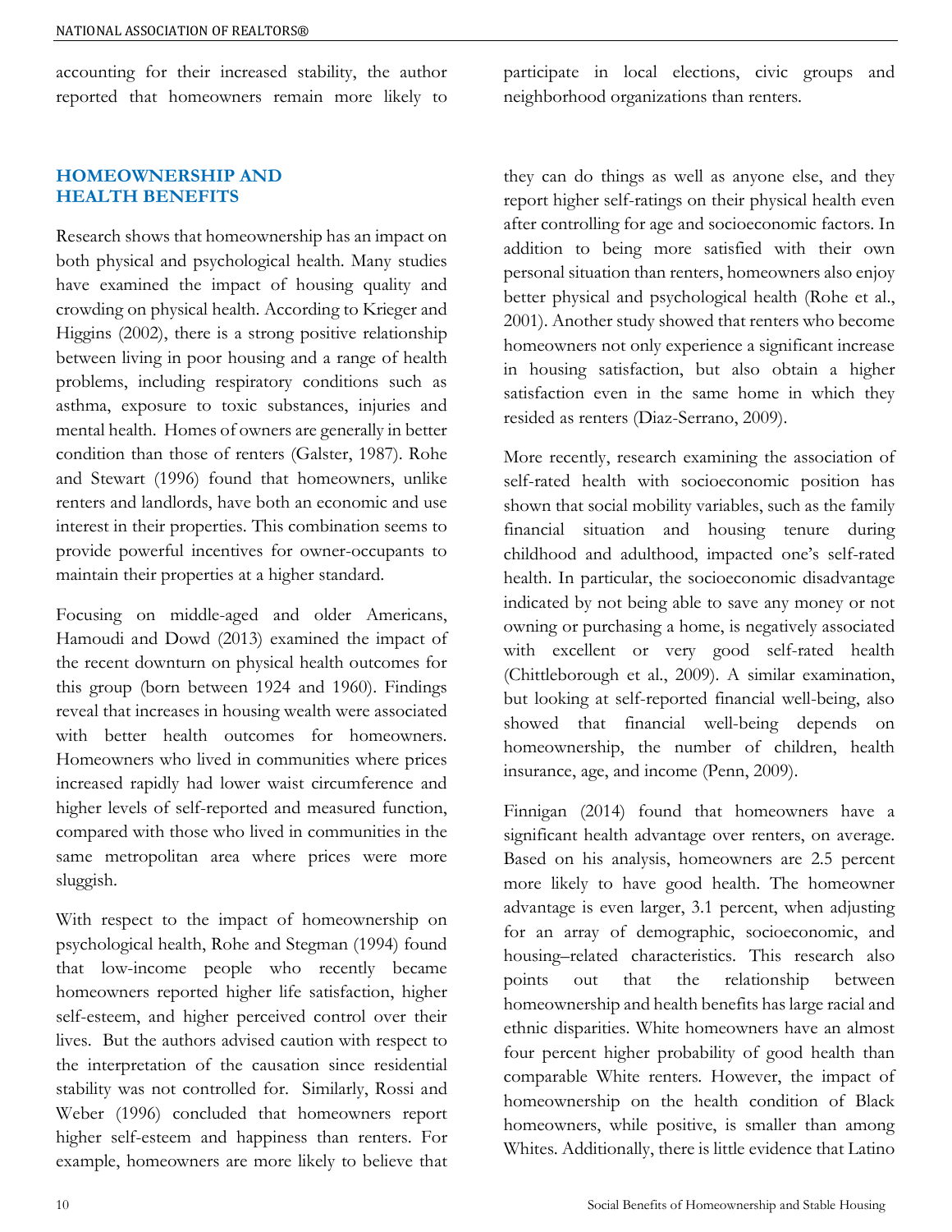accounting for their increased stability, the author reported that homeowners remain more likely to participate in local elections, civic groups and neighborhood organizations than renters.

## HOMEOWNERSHIP AND HEALTH BENEFITS

Research shows that homeownership has an impact on both physical and psychological health. Many studies have examined the impact of housing quality and crowding on physical health. According to Krieger and Higgins (2002), there is a strong positive relationship between living in poor housing and a range of health problems, including respiratory conditions such as asthma, exposure to toxic substances, injuries and mental health. Homes of owners are generally in better condition than those of renters (Galster, 1987). Rohe and Stewart (1996) found that homeowners, unlike renters and landlords, have both an economic and use interest in their properties. This combination seems to provide powerful incentives for owner-occupants to maintain their properties at a higher standard.

Focusing on middle-aged and older Americans, Hamoudi and Dowd (2013) examined the impact of the recent downturn on physical health outcomes for this group (born between 1924 and 1960). Findings reveal that increases in housing wealth were associated with better health outcomes for homeowners. Homeowners who lived in communities where prices increased rapidly had lower waist circumference and higher levels of self-reported and measured function, compared with those who lived in communities in the same metropolitan area where prices were more sluggish.

With respect to the impact of homeownership on psychological health, Rohe and Stegman (1994) found that low-income people who recently became homeowners reported higher life satisfaction, higher self-esteem, and higher perceived control over their lives. But the authors advised caution with respect to the interpretation of the causation since residential stability was not controlled for. Similarly, Rossi and Weber (1996) concluded that homeowners report higher self-esteem and happiness than renters. For example, homeowners are more likely to believe that they can do things as well as anyone else, and they report higher self-ratings on their physical health even after controlling for age and socioeconomic factors. In addition to being more satisfied with their own personal situation than renters, homeowners also enjoy better physical and psychological health (Rohe et al., 2001). Another study showed that renters who become homeowners not only experience a significant increase in housing satisfaction, but also obtain a higher satisfaction even in the same home in which they resided as renters (Diaz-Serrano, 2009).

More recently, research examining the association of self-rated health with socioeconomic position has shown that social mobility variables, such as the family financial situation and housing tenure during childhood and adulthood, impacted one's self-rated health. In particular, the socioeconomic disadvantage indicated by not being able to save any money or not owning or purchasing a home, is negatively associated with excellent or very good self-rated health (Chittleborough et al., 2009). A similar examination, but looking at self-reported financial well-being, also showed that financial well-being depends on homeownership, the number of children, health insurance, age, and income (Penn, 2009).

Finnigan (2014) found that homeowners have a significant health advantage over renters, on average. Based on his analysis, homeowners are 2.5 percent more likely to have good health. The homeowner advantage is even larger, 3.1 percent, when adjusting for an array of demographic, socioeconomic, and housing–related characteristics. This research also points out that the relationship between homeownership and health benefits has large racial and ethnic disparities. White homeowners have an almost four percent higher probability of good health than comparable White renters. However, the impact of homeownership on the health condition of Black homeowners, while positive, is smaller than among Whites. Additionally, there is little evidence that Latino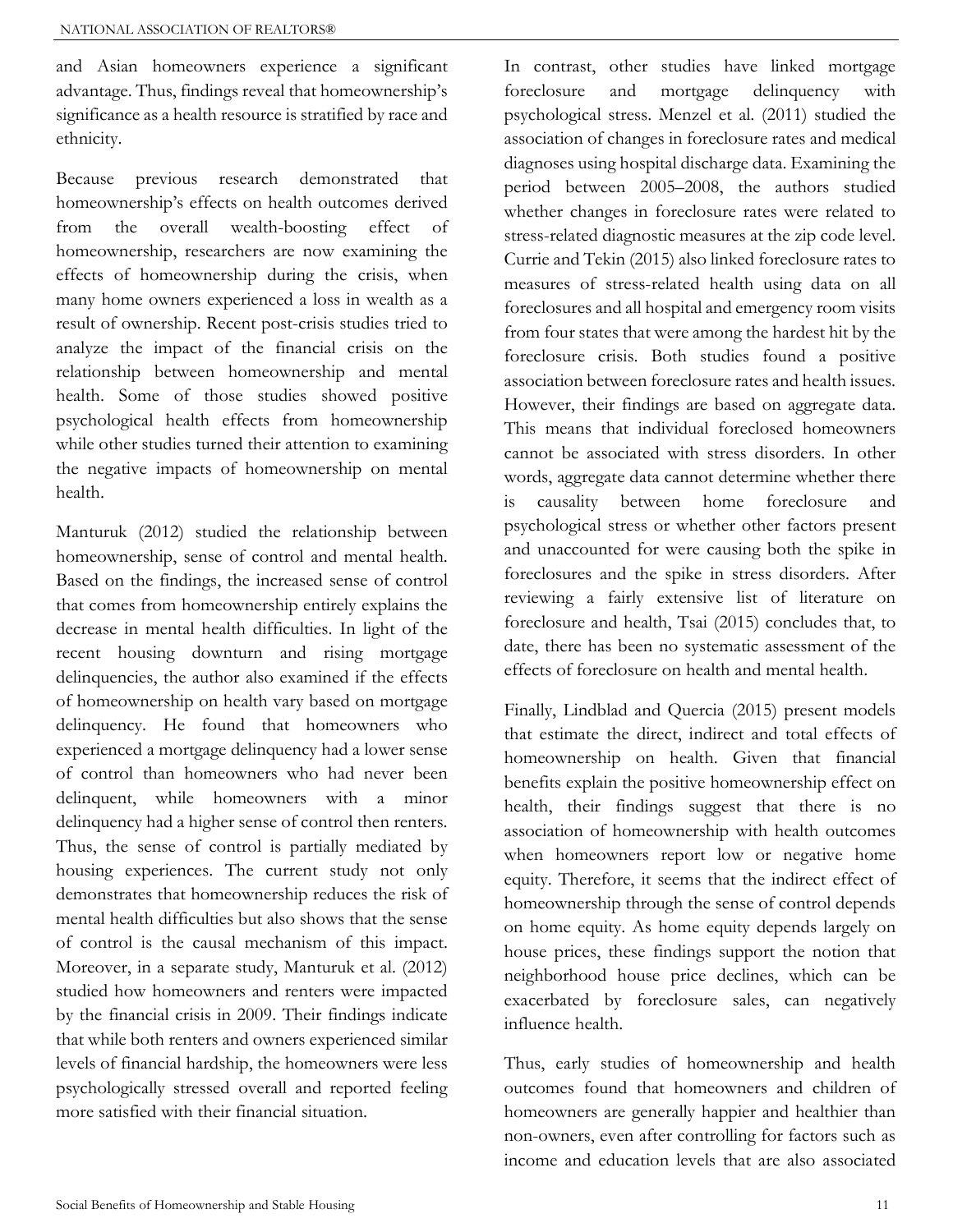and Asian homeowners experience a significant advantage. Thus, findings reveal that homeownership's significance as a health resource is stratified by race and ethnicity.

Because previous research demonstrated that homeownership's effects on health outcomes derived from the overall wealth-boosting effect of homeownership, researchers are now examining the effects of homeownership during the crisis, when many home owners experienced a loss in wealth as a result of ownership. Recent post-crisis studies tried to analyze the impact of the financial crisis on the relationship between homeownership and mental health. Some of those studies showed positive psychological health effects from homeownership while other studies turned their attention to examining the negative impacts of homeownership on mental health.

Manturuk (2012) studied the relationship between homeownership, sense of control and mental health. Based on the findings, the increased sense of control that comes from homeownership entirely explains the decrease in mental health difficulties. In light of the recent housing downturn and rising mortgage delinquencies, the author also examined if the effects of homeownership on health vary based on mortgage delinquency. He found that homeowners who experienced a mortgage delinquency had a lower sense of control than homeowners who had never been delinquent, while homeowners with a minor delinquency had a higher sense of control then renters. Thus, the sense of control is partially mediated by housing experiences. The current study not only demonstrates that homeownership reduces the risk of mental health difficulties but also shows that the sense of control is the causal mechanism of this impact. Moreover, in a separate study, Manturuk et al. (2012) studied how homeowners and renters were impacted by the financial crisis in 2009. Their findings indicate that while both renters and owners experienced similar levels of financial hardship, the homeowners were less psychologically stressed overall and reported feeling more satisfied with their financial situation.

In contrast, other studies have linked mortgage foreclosure and mortgage delinquency with psychological stress. Menzel et al. (2011) studied the association of changes in foreclosure rates and medical diagnoses using hospital discharge data. Examining the period between 2005–2008, the authors studied whether changes in foreclosure rates were related to stress-related diagnostic measures at the zip code level. Currie and Tekin (2015) also linked foreclosure rates to measures of stress-related health using data on all foreclosures and all hospital and emergency room visits from four states that were among the hardest hit by the foreclosure crisis. Both studies found a positive association between foreclosure rates and health issues. However, their findings are based on aggregate data. This means that individual foreclosed homeowners cannot be associated with stress disorders. In other words, aggregate data cannot determine whether there is causality between home foreclosure and psychological stress or whether other factors present and unaccounted for were causing both the spike in foreclosures and the spike in stress disorders. After reviewing a fairly extensive list of literature on foreclosure and health, Tsai (2015) concludes that, to date, there has been no systematic assessment of the effects of foreclosure on health and mental health.

Finally, Lindblad and Quercia (2015) present models that estimate the direct, indirect and total effects of homeownership on health. Given that financial benefits explain the positive homeownership effect on health, their findings suggest that there is no association of homeownership with health outcomes when homeowners report low or negative home equity. Therefore, it seems that the indirect effect of homeownership through the sense of control depends on home equity. As home equity depends largely on house prices, these findings support the notion that neighborhood house price declines, which can be exacerbated by foreclosure sales, can negatively influence health.

Thus, early studies of homeownership and health outcomes found that homeowners and children of homeowners are generally happier and healthier than non-owners, even after controlling for factors such as income and education levels that are also associated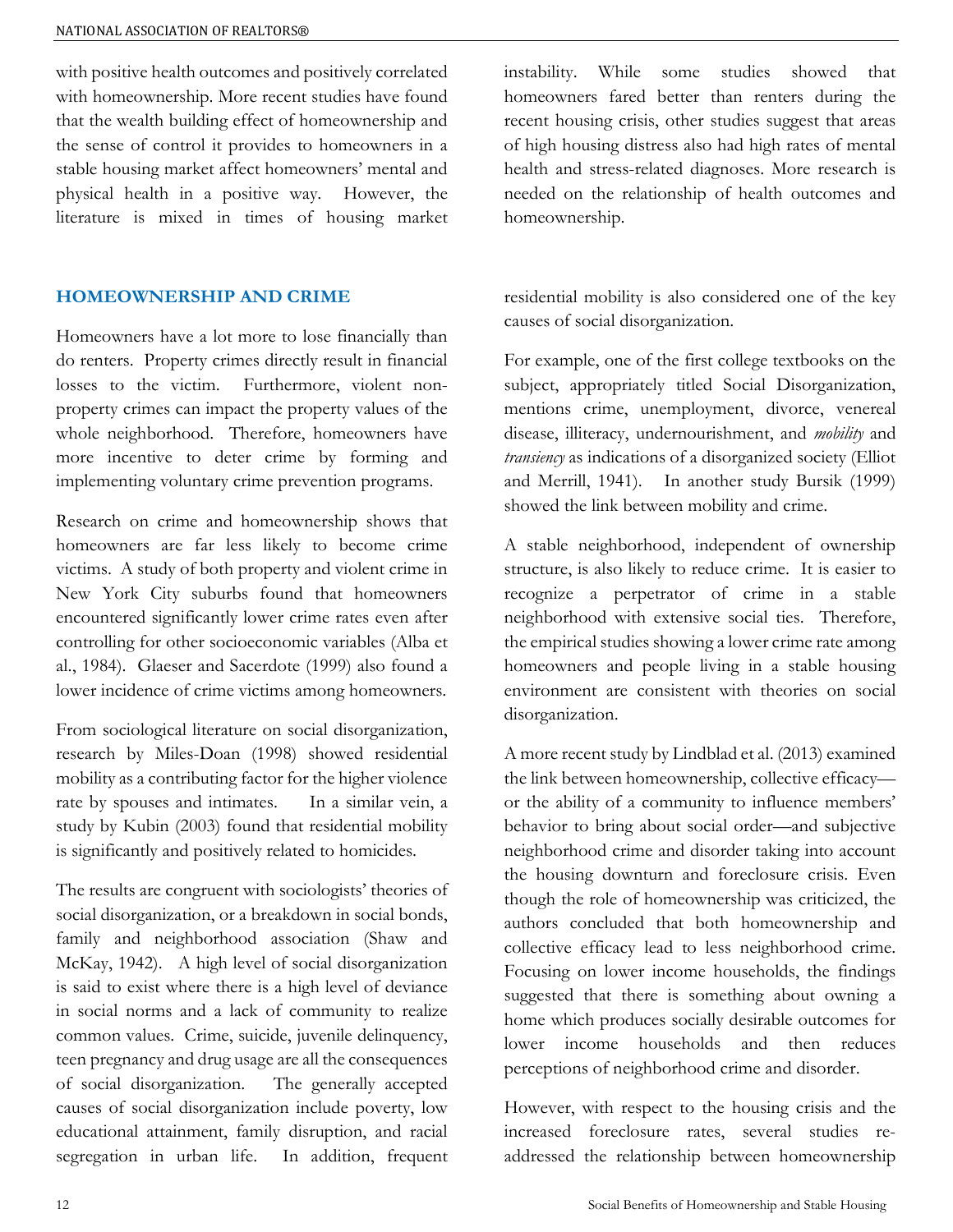with positive health outcomes and positively correlated with homeownership. More recent studies have found that the wealth building effect of homeownership and the sense of control it provides to homeowners in a stable housing market affect homeowners' mental and physical health in a positive way. However, the literature is mixed in times of housing market instability. While some studies showed that homeowners fared better than renters during the recent housing crisis, other studies suggest that areas of high housing distress also had high rates of mental health and stress-related diagnoses. More research is needed on the relationship of health outcomes and homeownership.

## HOMEOWNERSHIP AND CRIME

Homeowners have a lot more to lose financially than do renters. Property crimes directly result in financial losses to the victim. Furthermore, violent non-property crimes can impact the property values of the whole neighborhood. Therefore, homeowners have more incentive to deter crime by forming and implementing voluntary crime prevention programs.

Research on crime and homeownership shows that homeowners are far less likely to become crime victims. A study of both property and violent crime in New York City suburbs found that homeowners encountered significantly lower crime rates even after controlling for other socioeconomic variables (Alba et al., 1984). Glaeser and Sacerdote (1999) also found a lower incidence of crime victims among homeowners.

From sociological literature on social disorganization, research by Miles-Doan (1998) showed residential mobility as a contributing factor for the higher violence rate by spouses and intimates. In a similar vein, a study by Kubin (2003) found that residential mobility is significantly and positively related to homicides.

The results are congruent with sociologists' theories of social disorganization, or a breakdown in social bonds, family and neighborhood association (Shaw and McKay, 1942). A high level of social disorganization is said to exist where there is a high level of deviance in social norms and a lack of community to realize common values. Crime, suicide, juvenile delinquency, teen pregnancy and drug usage are all the consequences of social disorganization. The generally accepted causes of social disorganization include poverty, low educational attainment, family disruption, and racial segregation in urban life. In addition, frequent residential mobility is also considered one of the key causes of social disorganization.

For example, one of the first college textbooks on the subject, appropriately titled Social Disorganization, mentions crime, unemployment, divorce, venereal disease, illiteracy, undernourishment, and *mobility* and *transiency* as indications of a disorganized society (Elliot and Merrill, 1941). In another study Bursik (1999) showed the link between mobility and crime.

A stable neighborhood, independent of ownership structure, is also likely to reduce crime. It is easier to recognize a perpetrator of crime in a stable neighborhood with extensive social ties. Therefore, the empirical studies showing a lower crime rate among homeowners and people living in a stable housing environment are consistent with theories on social disorganization.

A more recent study by Lindblad et al. (2013) examined the link between homeownership, collective efficacy—or the ability of a community to influence members' behavior to bring about social order—and subjective neighborhood crime and disorder taking into account the housing downturn and foreclosure crisis. Even though the role of homeownership was criticized, the authors concluded that both homeownership and collective efficacy lead to less neighborhood crime. Focusing on lower income households, the findings suggested that there is something about owning a home which produces socially desirable outcomes for lower income households and then reduces perceptions of neighborhood crime and disorder.

However, with respect to the housing crisis and the increased foreclosure rates, several studies re-addressed the relationship between homeownership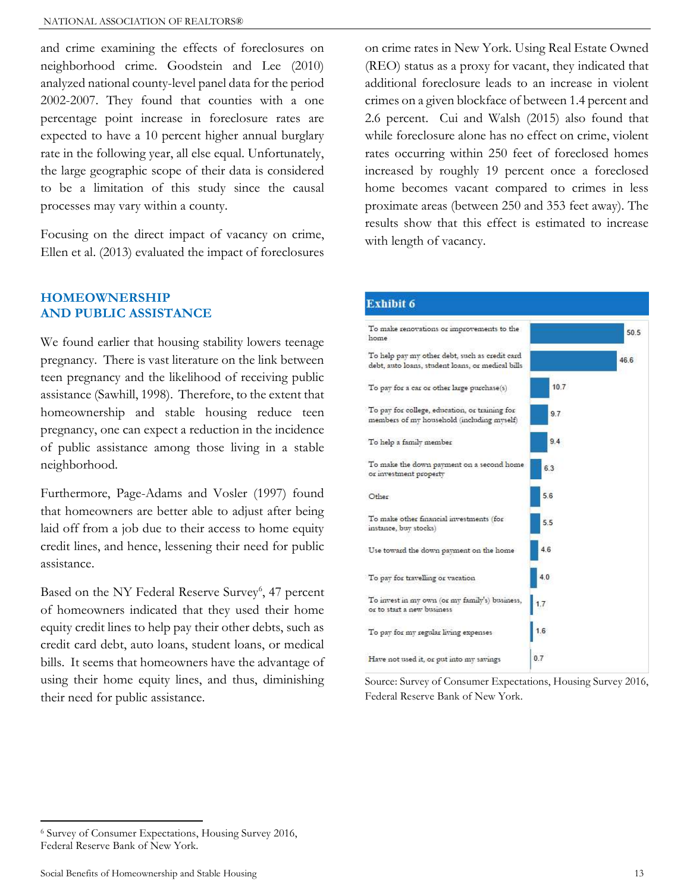and crime examining the effects of foreclosures on neighborhood crime. Goodstein and Lee (2010) analyzed national county-level panel data for the period 2002-2007. They found that counties with a one percentage point increase in foreclosure rates are expected to have a 10 percent higher annual burglary rate in the following year, all else equal. Unfortunately, the large geographic scope of their data is considered to be a limitation of this study since the causal processes may vary within a county.

Focusing on the direct impact of vacancy on crime, Ellen et al. (2013) evaluated the impact of foreclosures on crime rates in New York. Using Real Estate Owned (REO) status as a proxy for vacant, they indicated that additional foreclosure leads to an increase in violent crimes on a given blockface of between 1.4 percent and 2.6 percent. Cui and Walsh (2015) also found that while foreclosure alone has no effect on crime, violent rates occurring within 250 feet of foreclosed homes increased by roughly 19 percent once a foreclosed home becomes vacant compared to crimes in less proximate areas (between 250 and 353 feet away). The results show that this effect is estimated to increase with length of vacancy.

## HOMEOWNERSHIP AND PUBLIC ASSISTANCE

We found earlier that housing stability lowers teenage pregnancy. There is vast literature on the link between teen pregnancy and the likelihood of receiving public assistance (Sawhill, 1998). Therefore, to the extent that homeownership and stable housing reduce teen pregnancy, one can expect a reduction in the incidence of public assistance among those living in a stable neighborhood.

Furthermore, Page-Adams and Vosler (1997) found that homeowners are better able to adjust after being laid off from a job due to their access to home equity credit lines, and hence, lessening their need for public assistance.

Based on the NY Federal Reserve Survey[6], 47 percent of homeowners indicated that they used their home equity credit lines to help pay their other debts, such as credit card debt, auto loans, student loans, or medical bills. It seems that homeowners have the advantage of using their home equity lines, and thus, diminishing their need for public assistance.

**Exhibit 6**

| Use | Percent |
|---|---|
| To make renovations or improvements to the home | 50.5 |
| To help pay my other debt, such as credit card debt, auto loans, student loans, or medical bills | 46.6 |
| To pay for a car or other large purchase(s) | 10.7 |
| To pay for college, education, or training for members of my household (including myself) | 9.7 |
| To help a family member | 9.4 |
| To make the down payment on a second home or investment property | 6.3 |
| Other | 5.6 |
| To make other financial investments (for instance, buy stocks) | 5.5 |
| Use toward the down payment on the home | 4.6 |
| To pay for travelling or vacation | 4.0 |
| To invest in my own (or my family's) business, or to start a new business | 1.7 |
| To pay for my regular living expenses | 1.6 |
| Have not used it, or put into my savings | 0.7 |

Source: Survey of Consumer Expectations, Housing Survey 2016, Federal Reserve Bank of New York.

[6] Survey of Consumer Expectations, Housing Survey 2016, Federal Reserve Bank of New York.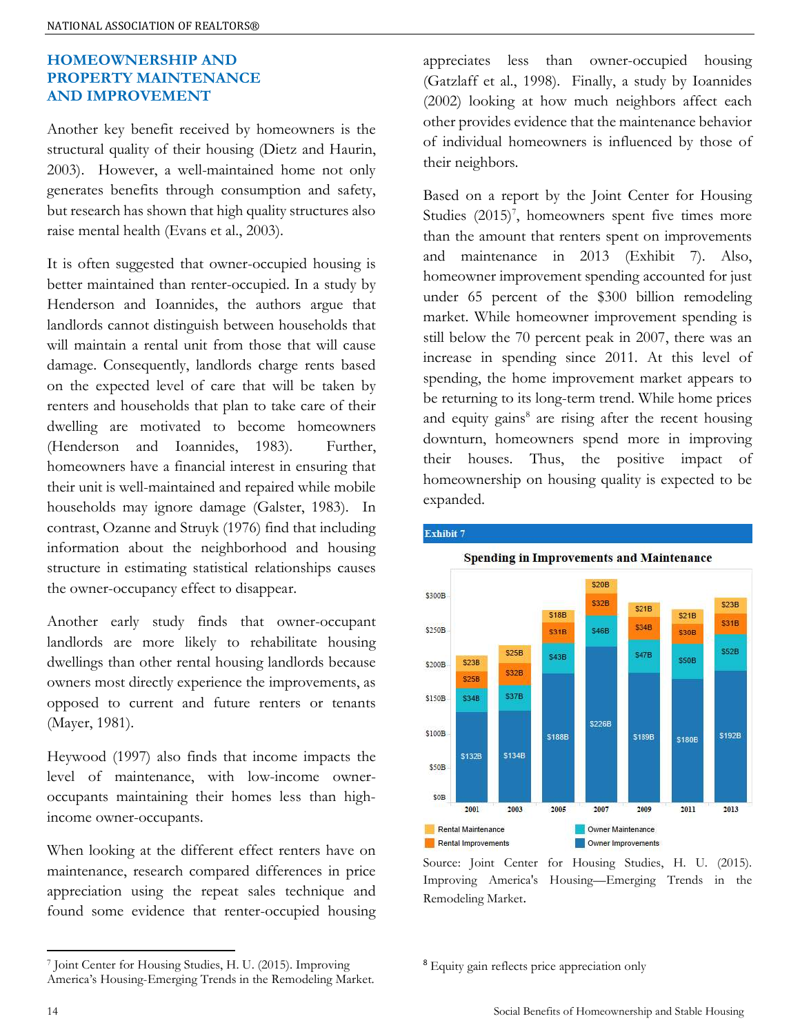## HOMEOWNERSHIP AND PROPERTY MAINTENANCE AND IMPROVEMENT

Another key benefit received by homeowners is the structural quality of their housing (Dietz and Haurin, 2003). However, a well-maintained home not only generates benefits through consumption and safety, but research has shown that high quality structures also raise mental health (Evans et al., 2003).

It is often suggested that owner-occupied housing is better maintained than renter-occupied. In a study by Henderson and Ioannides, the authors argue that landlords cannot distinguish between households that will maintain a rental unit from those that will cause damage. Consequently, landlords charge rents based on the expected level of care that will be taken by renters and households that plan to take care of their dwelling are motivated to become homeowners (Henderson and Ioannides, 1983). Further, homeowners have a financial interest in ensuring that their unit is well-maintained and repaired while mobile households may ignore damage (Galster, 1983). In contrast, Ozanne and Struyk (1976) find that including information about the neighborhood and housing structure in estimating statistical relationships causes the owner-occupancy effect to disappear.

Another early study finds that owner-occupant landlords are more likely to rehabilitate housing dwellings than other rental housing landlords because owners most directly experience the improvements, as opposed to current and future renters or tenants (Mayer, 1981).

Heywood (1997) also finds that income impacts the level of maintenance, with low-income owner-occupants maintaining their homes less than high-income owner-occupants.

When looking at the different effect renters have on maintenance, research compared differences in price appreciation using the repeat sales technique and found some evidence that renter-occupied housing appreciates less than owner-occupied housing (Gatzlaff et al., 1998). Finally, a study by Ioannides (2002) looking at how much neighbors affect each other provides evidence that the maintenance behavior of individual homeowners is influenced by those of their neighbors.

Based on a report by the Joint Center for Housing Studies (2015)[7], homeowners spent five times more than the amount that renters spent on improvements and maintenance in 2013 (Exhibit 7). Also, homeowner improvement spending accounted for just under 65 percent of the $300 billion remodeling market. While homeowner improvement spending is still below the 70 percent peak in 2007, there was an increase in spending since 2011. At this level of spending, the home improvement market appears to be returning to its long-term trend. While home prices and equity gains[8] are rising after the recent housing downturn, homeowners spend more in improving their houses. Thus, the positive impact of homeownership on housing quality is expected to be expanded.

**Exhibit 7**

**Spending in Improvements and Maintenance**

| Year | Owner Improvements | Owner Maintenance | Rental Improvements | Rental Maintenance |
|---|---|---|---|---|
| 2001 | $132B | $34B | $25B | $23B |
| 2003 | $134B | $37B | $32B | $25B |
| 2005 | $188B | $43B | $31B | $18B |
| 2007 | $226B | $46B | $32B | $20B |
| 2009 | $189B | $47B | $34B | $21B |
| 2011 | $180B | $50B | $30B | $21B |
| 2013 | $192B | $52B | $31B | $23B |

Source: Joint Center for Housing Studies, H. U. (2015). Improving America's Housing—Emerging Trends in the Remodeling Market.

---

[7] Joint Center for Housing Studies, H. U. (2015). Improving America's Housing-Emerging Trends in the Remodeling Market.

[8] Equity gain reflects price appreciation only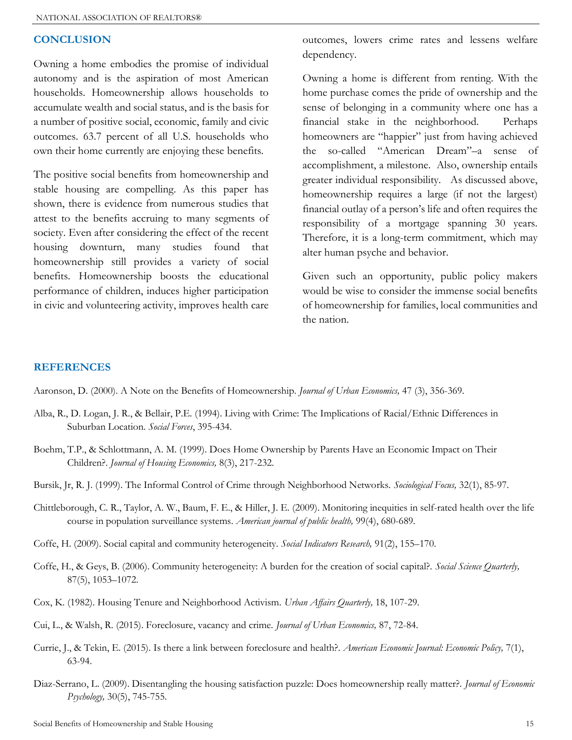## CONCLUSION

Owning a home embodies the promise of individual autonomy and is the aspiration of most American households. Homeownership allows households to accumulate wealth and social status, and is the basis for a number of positive social, economic, family and civic outcomes. 63.7 percent of all U.S. households who own their home currently are enjoying these benefits.

The positive social benefits from homeownership and stable housing are compelling. As this paper has shown, there is evidence from numerous studies that attest to the benefits accruing to many segments of society. Even after considering the effect of the recent housing downturn, many studies found that homeownership still provides a variety of social benefits. Homeownership boosts the educational performance of children, induces higher participation in civic and volunteering activity, improves health care outcomes, lowers crime rates and lessens welfare dependency.

Owning a home is different from renting. With the home purchase comes the pride of ownership and the sense of belonging in a community where one has a financial stake in the neighborhood. Perhaps homeowners are "happier" just from having achieved the so-called "American Dream"–a sense of accomplishment, a milestone. Also, ownership entails greater individual responsibility. As discussed above, homeownership requires a large (if not the largest) financial outlay of a person's life and often requires the responsibility of a mortgage spanning 30 years. Therefore, it is a long-term commitment, which may alter human psyche and behavior.

Given such an opportunity, public policy makers would be wise to consider the immense social benefits of homeownership for families, local communities and the nation.

## REFERENCES

Aaronson, D. (2000). A Note on the Benefits of Homeownership. *Journal of Urban Economics,* 47 (3), 356-369.

Alba, R., D. Logan, J. R., & Bellair, P.E. (1994). Living with Crime: The Implications of Racial/Ethnic Differences in Suburban Location. *Social Forces*, 395-434.

Boehm, T.P., & Schlottmann, A. M. (1999). Does Home Ownership by Parents Have an Economic Impact on Their Children?. *Journal of Housing Economics,* 8(3), 217-232.

Bursik, Jr, R. J. (1999). The Informal Control of Crime through Neighborhood Networks. *Sociological Focus,* 32(1), 85-97.

Chittleborough, C. R., Taylor, A. W., Baum, F. E., & Hiller, J. E. (2009). Monitoring inequities in self-rated health over the life course in population surveillance systems. *American journal of public health,* 99(4), 680-689.

Coffe, H. (2009). Social capital and community heterogeneity. *Social Indicators Research,* 91(2), 155–170.

Coffe, H., & Geys, B. (2006). Community heterogeneity: A burden for the creation of social capital?. *Social Science Quarterly,* 87(5), 1053–1072.

Cox, K. (1982). Housing Tenure and Neighborhood Activism. *Urban Affairs Quarterly,* 18, 107-29.

Cui, L., & Walsh, R. (2015). Foreclosure, vacancy and crime. *Journal of Urban Economics,* 87, 72-84.

Currie, J., & Tekin, E. (2015). Is there a link between foreclosure and health?. *American Economic Journal: Economic Policy,* 7(1), 63-94.

Diaz-Serrano, L. (2009). Disentangling the housing satisfaction puzzle: Does homeownership really matter?. *Journal of Economic Psychology,* 30(5), 745-755.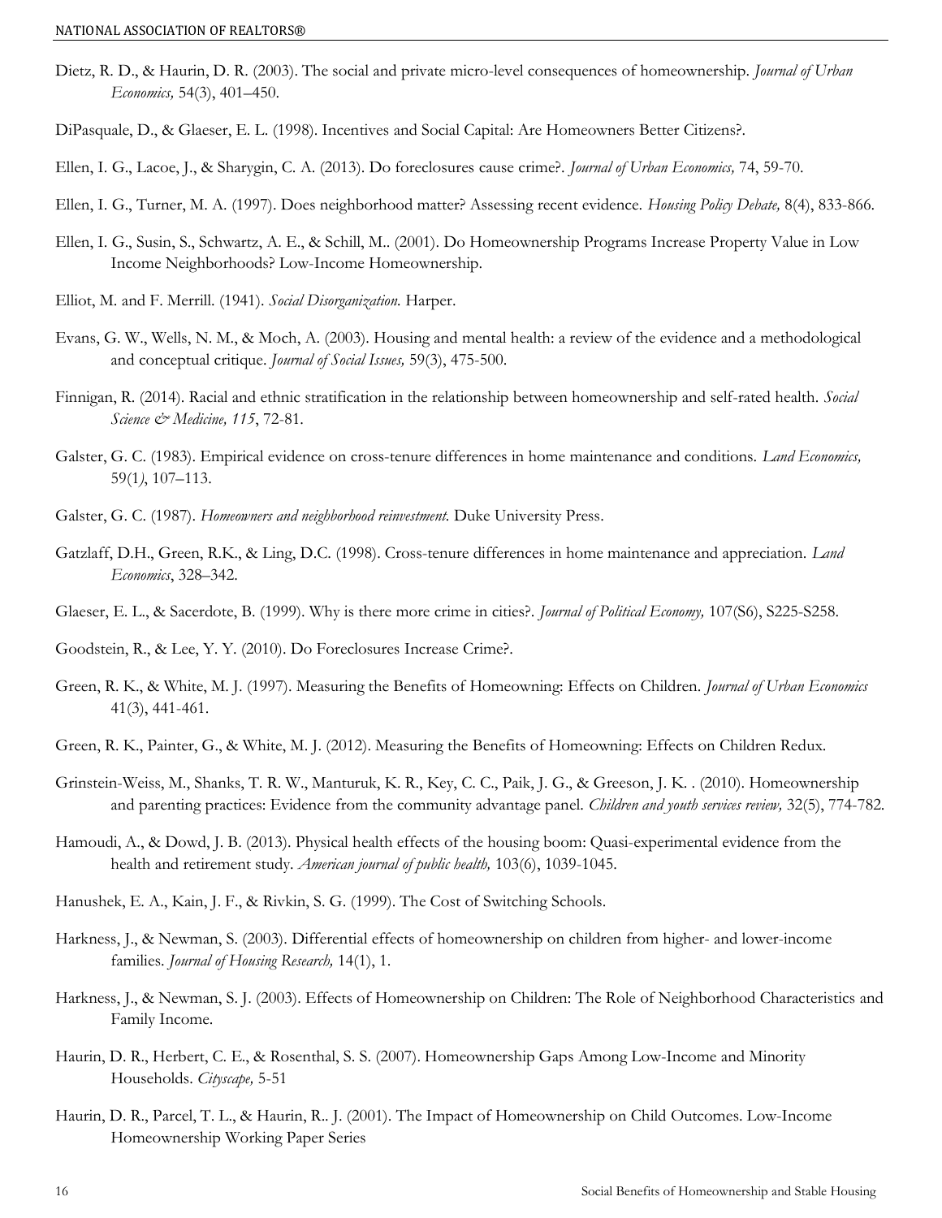Dietz, R. D., & Haurin, D. R. (2003). The social and private micro-level consequences of homeownership. *Journal of Urban Economics,* 54(3), 401–450.

DiPasquale, D., & Glaeser, E. L. (1998). Incentives and Social Capital: Are Homeowners Better Citizens?.

Ellen, I. G., Lacoe, J., & Sharygin, C. A. (2013). Do foreclosures cause crime?. *Journal of Urban Economics,* 74, 59-70.

Ellen, I. G., Turner, M. A. (1997). Does neighborhood matter? Assessing recent evidence. *Housing Policy Debate,* 8(4), 833-866.

Ellen, I. G., Susin, S., Schwartz, A. E., & Schill, M.. (2001). Do Homeownership Programs Increase Property Value in Low Income Neighborhoods? Low-Income Homeownership.

Elliot, M. and F. Merrill. (1941). *Social Disorganization.* Harper.

Evans, G. W., Wells, N. M., & Moch, A. (2003). Housing and mental health: a review of the evidence and a methodological and conceptual critique. *Journal of Social Issues,* 59(3), 475-500.

Finnigan, R. (2014). Racial and ethnic stratification in the relationship between homeownership and self-rated health. *Social Science & Medicine, 115*, 72-81.

Galster, G. C. (1983). Empirical evidence on cross-tenure differences in home maintenance and conditions. *Land Economics,* 59(1*)*, 107–113.

Galster, G. C. (1987). *Homeowners and neighborhood reinvestment.* Duke University Press.

Gatzlaff, D.H., Green, R.K., & Ling, D.C. (1998). Cross-tenure differences in home maintenance and appreciation. *Land Economics*, 328–342.

Glaeser, E. L., & Sacerdote, B. (1999). Why is there more crime in cities?. *Journal of Political Economy,* 107(S6), S225-S258.

Goodstein, R., & Lee, Y. Y. (2010). Do Foreclosures Increase Crime?.

Green, R. K., & White, M. J. (1997). Measuring the Benefits of Homeowning: Effects on Children. *Journal of Urban Economics* 41(3), 441-461.

Green, R. K., Painter, G., & White, M. J. (2012). Measuring the Benefits of Homeowning: Effects on Children Redux.

Grinstein-Weiss, M., Shanks, T. R. W., Manturuk, K. R., Key, C. C., Paik, J. G., & Greeson, J. K. . (2010). Homeownership and parenting practices: Evidence from the community advantage panel. *Children and youth services review,* 32(5), 774-782.

Hamoudi, A., & Dowd, J. B. (2013). Physical health effects of the housing boom: Quasi-experimental evidence from the health and retirement study. *American journal of public health,* 103(6), 1039-1045.

Hanushek, E. A., Kain, J. F., & Rivkin, S. G. (1999). The Cost of Switching Schools.

Harkness, J., & Newman, S. (2003). Differential effects of homeownership on children from higher- and lower-income families. *Journal of Housing Research,* 14(1), 1.

Harkness, J., & Newman, S. J. (2003). Effects of Homeownership on Children: The Role of Neighborhood Characteristics and Family Income.

Haurin, D. R., Herbert, C. E., & Rosenthal, S. S. (2007). Homeownership Gaps Among Low-Income and Minority Households. *Cityscape,* 5-51

Haurin, D. R., Parcel, T. L., & Haurin, R.. J. (2001). The Impact of Homeownership on Child Outcomes. Low-Income Homeownership Working Paper Series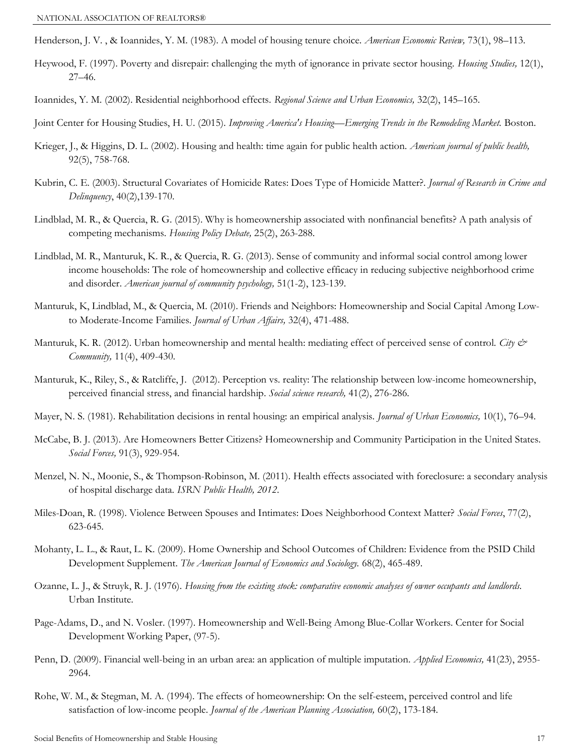Henderson, J. V. , & Ioannides, Y. M. (1983). A model of housing tenure choice. *American Economic Review,* 73(1), 98–113.

Heywood, F. (1997). Poverty and disrepair: challenging the myth of ignorance in private sector housing. *Housing Studies,* 12(1), 27–46.

Ioannides, Y. M. (2002). Residential neighborhood effects. *Regional Science and Urban Economics,* 32(2), 145–165.

Joint Center for Housing Studies, H. U. (2015). *Improving America's Housing—Emerging Trends in the Remodeling Market.* Boston.

Krieger, J., & Higgins, D. L. (2002). Housing and health: time again for public health action. *American journal of public health,* 92(5), 758-768.

Kubrin, C. E. (2003). Structural Covariates of Homicide Rates: Does Type of Homicide Matter?. *Journal of Research in Crime and Delinquency*, 40(2),139-170.

Lindblad, M. R., & Quercia, R. G. (2015). Why is homeownership associated with nonfinancial benefits? A path analysis of competing mechanisms. *Housing Policy Debate,* 25(2), 263-288.

Lindblad, M. R., Manturuk, K. R., & Quercia, R. G. (2013). Sense of community and informal social control among lower income households: The role of homeownership and collective efficacy in reducing subjective neighborhood crime and disorder. *American journal of community psychology,* 51(1-2), 123-139.

Manturuk, K, Lindblad, M., & Quercia, M. (2010). Friends and Neighbors: Homeownership and Social Capital Among Low- to Moderate-Income Families. *Journal of Urban Affairs,* 32(4), 471-488.

Manturuk, K. R. (2012). Urban homeownership and mental health: mediating effect of perceived sense of control. *City & Community,* 11(4), 409-430.

Manturuk, K., Riley, S., & Ratcliffe, J. (2012). Perception vs. reality: The relationship between low-income homeownership, perceived financial stress, and financial hardship. *Social science research,* 41(2), 276-286.

Mayer, N. S. (1981). Rehabilitation decisions in rental housing: an empirical analysis. *Journal of Urban Economics,* 10(1), 76–94.

McCabe, B. J. (2013). Are Homeowners Better Citizens? Homeownership and Community Participation in the United States. *Social Forces,* 91(3), 929-954.

Menzel, N. N., Moonie, S., & Thompson-Robinson, M. (2011). Health effects associated with foreclosure: a secondary analysis of hospital discharge data. *ISRN Public Health, 2012*.

Miles-Doan, R. (1998). Violence Between Spouses and Intimates: Does Neighborhood Context Matter? *Social Forces*, 77(2), 623-645.

Mohanty, L. L., & Raut, L. K. (2009). Home Ownership and School Outcomes of Children: Evidence from the PSID Child Development Supplement. *The American Journal of Economics and Sociology.* 68(2), 465-489.

Ozanne, L. J., & Struyk, R. J. (1976). *Housing from the existing stock: comparative economic analyses of owner occupants and landlords*. Urban Institute.

Page-Adams, D., and N. Vosler. (1997). Homeownership and Well-Being Among Blue-Collar Workers. Center for Social Development Working Paper, (97-5).

Penn, D. (2009). Financial well-being in an urban area: an application of multiple imputation. *Applied Economics,* 41(23), 2955-2964.

Rohe, W. M., & Stegman, M. A. (1994). The effects of homeownership: On the self-esteem, perceived control and life satisfaction of low-income people. *Journal of the American Planning Association,* 60(2), 173-184.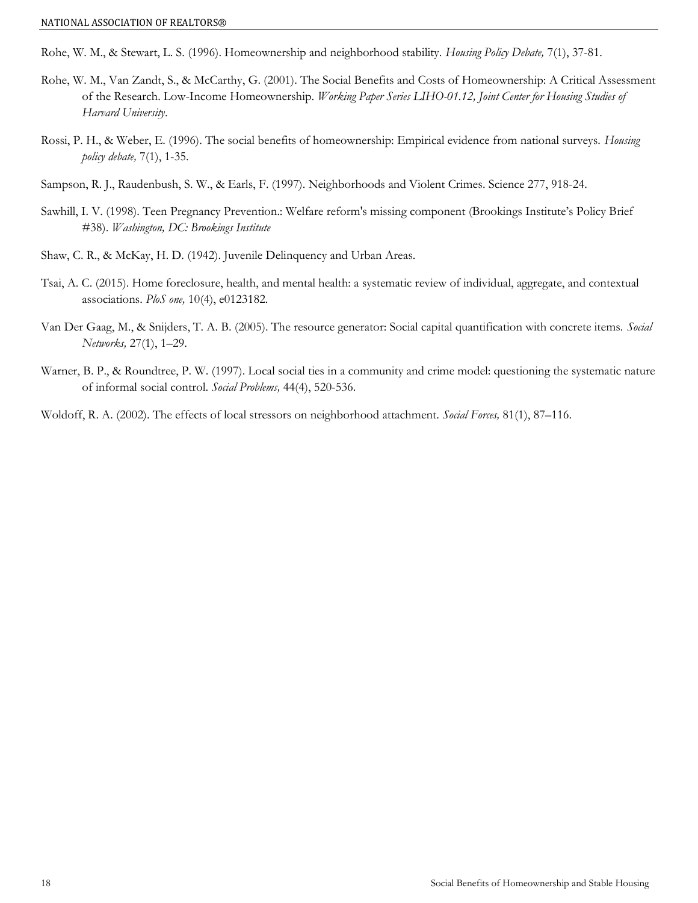Rohe, W. M., & Stewart, L. S. (1996). Homeownership and neighborhood stability. *Housing Policy Debate,* 7(1), 37-81.

Rohe, W. M., Van Zandt, S., & McCarthy, G. (2001). The Social Benefits and Costs of Homeownership: A Critical Assessment of the Research. Low-Income Homeownership. *Working Paper Series LIHO-01.12, Joint Center for Housing Studies of Harvard University.*

Rossi, P. H., & Weber, E. (1996). The social benefits of homeownership: Empirical evidence from national surveys. *Housing policy debate,* 7(1), 1-35.

Sampson, R. J., Raudenbush, S. W., & Earls, F. (1997). Neighborhoods and Violent Crimes. Science 277, 918-24.

Sawhill, I. V. (1998). Teen Pregnancy Prevention.: Welfare reform's missing component (Brookings Institute's Policy Brief #38). *Washington, DC: Brookings Institute*

Shaw, C. R., & McKay, H. D. (1942). Juvenile Delinquency and Urban Areas.

Tsai, A. C. (2015). Home foreclosure, health, and mental health: a systematic review of individual, aggregate, and contextual associations. *PloS one,* 10(4), e0123182.

Van Der Gaag, M., & Snijders, T. A. B. (2005). The resource generator: Social capital quantification with concrete items. *Social Networks,* 27(1), 1–29.

Warner, B. P., & Roundtree, P. W. (1997). Local social ties in a community and crime model: questioning the systematic nature of informal social control. *Social Problems,* 44(4), 520-536.

Woldoff, R. A. (2002). The effects of local stressors on neighborhood attachment. *Social Forces,* 81(1), 87–116.